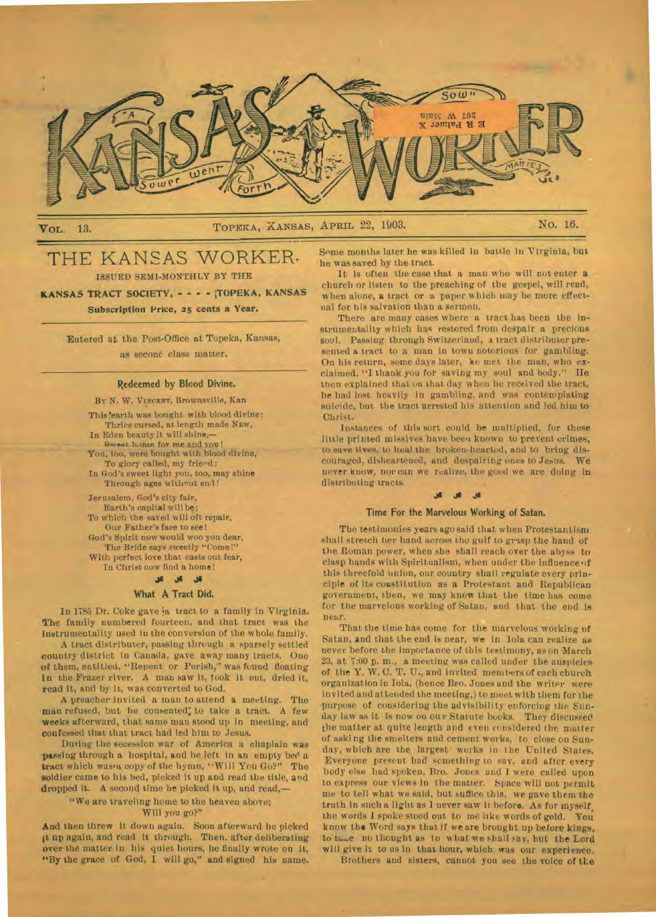# KANSAS WORKER

"A Sower Went Forth" — Matt. 13:3

**Vol. 13.** TOPEKA, KANSAS, APRIL 22, 1903. **No. 16.**

## THE KANSAS WORKER.

ISSUED SEMI-MONTHLY BY THE

**KANSAS TRACT SOCIETY, - - - - TOPEKA, KANSAS**

**Subscription Price, 25 cents a Year.**

Entered at the Post-Office at Topeka, Kansas, as second class matter.

### Redeemed by Blood Divine.

By N. W. Vincent, Brownsville, Kan

This earth was bought with blood divine;
Thrice cursed, at length made New,
In Eden beauty it will shine,—
Sweet home for me and you!
You, too, were bought with blood divine,
To glory called, my friend:
In God's sweet light you, too, may shine
Through ages without end!

Jerusalem, God's city fair,
Earth's capital will be;
To which the saved will oft repair,
Our Father's face to see!
God's Spirit now would woo you dear,
The Bride says sweetly "Come!"
With perfect love that casts out fear,
In Christ now find a home!

### What A Tract Did.

In 1785 Dr. Coke gave a tract to a family in Virginia. The family numbered fourteen, and that tract was the instrumentality used in the conversion of the whole family.

A tract distributer, passing through a sparsely settled country district in Canada, gave away many tracts. One of them, entitled, "Repent or Perish," was found floating in the Frazer river. A man saw it, took it out, dried it, read it, and by it, was converted to God.

A preacher invited a man to attend a meeting. The man refused, but he consented to take a tract. A few weeks afterward, that same man stood up in meeting, and confessed that that tract had led him to Jesus.

During the secession war of America a chaplain was passing through a hospital, and he left in an empty bed a tract which was a copy of the hymn, "Will You Go?" The soldier came to his bed, picked it up and read the title, and dropped it. A second time he picked it up, and read,—

"We are traveling home to the heaven above;
Will you go?"

And then threw it down again. Soon afterward he picked it up again, and read it through. Then, after deliberating over the matter in his quiet hours, he finally wrote on it, "By the grace of God, I will go," and signed his name. Some months later he was killed in battle in Virginia, but he was saved by the tract.

It is often the case that a man who will not enter a church or listen to the preaching of the gospel, will read, when alone, a tract or a paper which may be more effectual for his salvation than a sermon.

There are many cases where a tract has been the instrumentality which has restored from despair a precious soul. Passing through Switzerland, a tract distributer presented a tract to a man in town notorious for gambling. On his return, some days later, he met the man, who exclaimed, "I thank you for saving my soul and body." He then explained that on that day when he received the tract, he had lost heavily in gambling, and was contemplating suicide, but the tract arrested his attention and led him to Christ.

Instances of this sort could be multiplied, for these little printed missives have been known to prevent crimes, to save lives, to heal the broken-hearted, and to bring discouraged, disheartened, and despairing ones to Jesus. We never know, nor can we realize, the good we are doing in distributing tracts.

### Time For the Marvelous Working of Satan.

The testimonies years ago said that when Protestantism shall stretch her hand across the gulf to grasp the hand of the Roman power, when she shall reach over the abyss to clasp hands with Spiritualism, when under the influence of this threefold union, our country shall regulate every principle of its constitution as a Protestant and Republican government, then, we may know that the time has come for the marvelous working of Satan, and that the end is near.

That the time has come for the marvelous working of Satan, and that the end is near, we in Iola can realize as never before the importance of this testimony, as on March 23, at 7:00 p. m., a meeting was called under the auspices of the Y. W. C. T. U., and invited members of each church organization in Iola, (hence Bro. Jones and the writer were invited and attended the meeting,) to meet with them for the purpose of considering the advisibility enforcing the Sunday law as it is now on our Statute books. They discussed the matter at quite length and even considered the matter of asking the smelters and cement works, to close on Sunday, which are the largest works in the United States. Everyone present had something to say, and after every body else had spoken, Bro. Jones and I were called upon to express our views in the matter. Space will not permit me to tell what we said, but suffice this, we gave them the truth in such a light as I never saw it before. As for myself, the words I spoke stood out to me like words of gold. You know the Word says that if we are brought up before kings, to take no thought as to what we shall say, but the Lord will give it to us in that hour, which was our experience.

Brothers and sisters, cannot you see the voice of the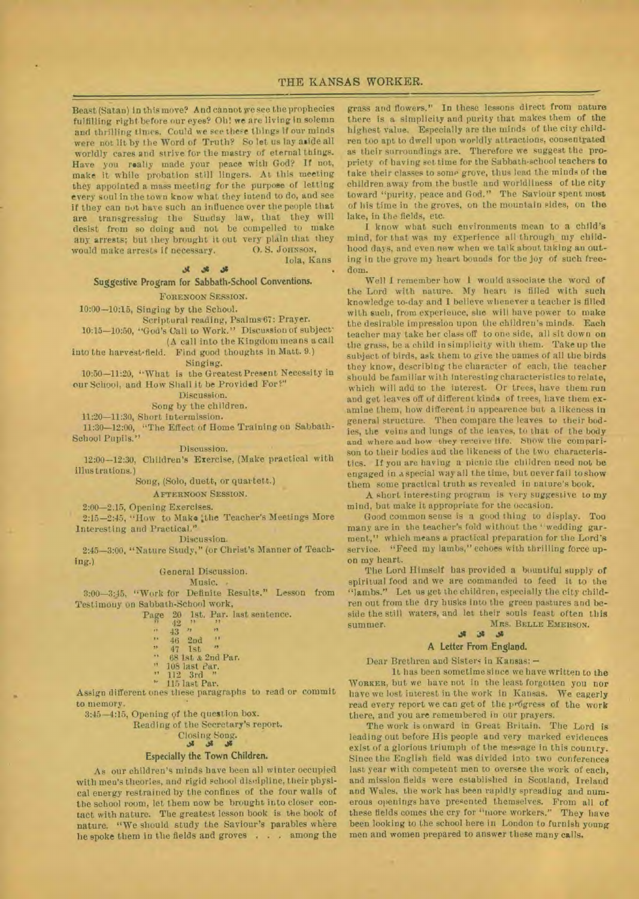Beast (Satan) in this move? And cannot we see the prophecies fulfilling right before our eyes? Oh! we are living in solemn and thrilling times. Could we see these things if our minds were not lit by the Word of Truth? So let us lay aside all worldly cares and strive for the mastry of eternal things. Have you really made your peace with God? If not, make it while probation still lingers. At this meeting they appointed a mass meeting for the purpose of letting every soul in the town know what they intend to do, and see if they can not have such an influence over the people that are transgressing the Sunday law, that they will desist from so doing and not be compelled to make any arrests; but they brought it out very plain that they would make arrests if necessary.

O. S. JOHNSON,
Iola, Kans.

## Suggestive Program for Sabbath-School Conventions.

FORENOON SESSION.

10:00—10:15, Singing by the School.

Scriptural reading, Psalms 67: Prayer.

10:15—10:50, "God's Call to Work." Discussion of subject (A call into the Kingdom means a call into the harvest-field. Find good thoughts in Matt. 9.)

Singing.

10:50—11:20, "What is the Greatest Present Necessity in our School, and How Shall it be Provided For?"

Discussion.

Song by the children.

11:20—11:30, Short intermission.

11:30—12:00, "The Effect of Home Training on Sabbath-School Pupils."

Discussion.

12:00—12:30, Children's Exercise, (Make practical with illustrations.)

Song, (Solo, duett, or quartett.)

AFTERNOON SESSION.

2:00—2:15, Opening Exercises.

2:15—2:45, "How to Make the Teacher's Meetings More Interesting and Practical."

Discussion.

2:45—3:00, "Nature Study," (or Christ's Manner of Teaching.)

General Discussion.

Music.

3:00—3:45, "Work for Definite Results." Lesson from Testimony on Sabbath-School work,

Page 20 1st. Par. last sentence.
" 42 " "
" 43 " "
" 46 2nd "
" 47 1st "
" 68 1st & 2nd Par.
" 108 last Par.
" 112 3rd "
" 115 last Par.

Assign different ones these paragraphs to read or commit to memory.

3:45—4:15, Opening of the question box.

Reading of the Secretary's report.

Closing Song.

## Especially the Town Children.

As our children's minds have been all winter occupied with men's theories, and rigid school discipline, their physical energy restrained by the confines of the four walls of the school room, let them now be brought into closer contact with nature. The greatest lesson book is the book of nature. "We should study the Saviour's parables where he spoke them in the fields and groves . . . among the grass and flowers." In these lessons direct from nature there is a simplicity and purity that makes them of the highest value. Especially are the minds of the city children too apt to dwell upon worldly attractions, consentrated as their surroundings are. Therefore we suggest the propriety of having set time for the Sabbath-school teachers to take their classes to some grove, thus lead the minds of the children away from the bustle and worldliness of the city toward "purity, peace and God." The Saviour spent most of his time in the groves, on the mountain sides, on the lake, in the fields, etc.

I know what such environments mean to a child's mind, for that was my experience all through my childhood days, and even now when we talk about taking an outing in the grove my heart bounds for the joy of such freedom.

Well I remember how I would associate the word of the Lord with nature. My heart is filled with such knowledge to-day and I believe whenever a teacher is filled with such, from experience, she will have power to make the desirable impression upon the children's minds. Each teacher may take her class off to one side, all sit down on the grass, be a child in simplicity with them. Take up the subject of birds, ask them to give the names of all the birds they know, describing the character of each, the teacher should be familiar with interesting characteristics to relate, which will add to the interest. Or trees, have them run and get leaves off of different kinds of trees, have them examine them, how different in appearence but a likeness in general structure. Then compare the leaves to their bodies, the veins and lungs of the leaves, to that of the body and where and how they receive life. Show the comparison to their bodies and the likeness of the two characteristics. If you are having a picnic the children need not be engaged in a special way all the time, but never fail to show them some practical truth as revealed in nature's book.

A short interesting program is very suggestive to my mind, but make it appropriate for the occasion.

Good common sense is a good thing to display. Too many are in the teacher's fold without the "wedding garment," which means a practical preparation for the Lord's service. "Feed my lambs," echoes with thrilling force upon my heart.

The Lord Himself has provided a bountiful supply of spiritual food and we are commanded to feed it to the "lambs." Let us get the children, especially the city children out from the dry husks into the green pastures and beside the still waters, and let their souls feast often this summer.

MRS. BELLE EMERSON.

## A Letter From England.

Dear Brethren and Sisters in Kansas:—

It has been sometime since we have written to the WORKER, but we have not in the least forgotten you nor have we lost interest in the work in Kansas. We eagerly read every report we can get of the progress of the work there, and you are remembered in our prayers.

The work is onward in Great Britain. The Lord is leading out before His people and very marked evidences exist of a glorious triumph of the message in this country. Since the English field was divided into two conferences last year with competent men to oversee the work of each, and mission fields were established in Scotland, Ireland and Wales, the work has been rapidly spreading and numerous openings have presented themselves. From all of these fields comes the cry for "more workers." They have been looking to the school here in London to furnish young men and women prepared to answer these many calls.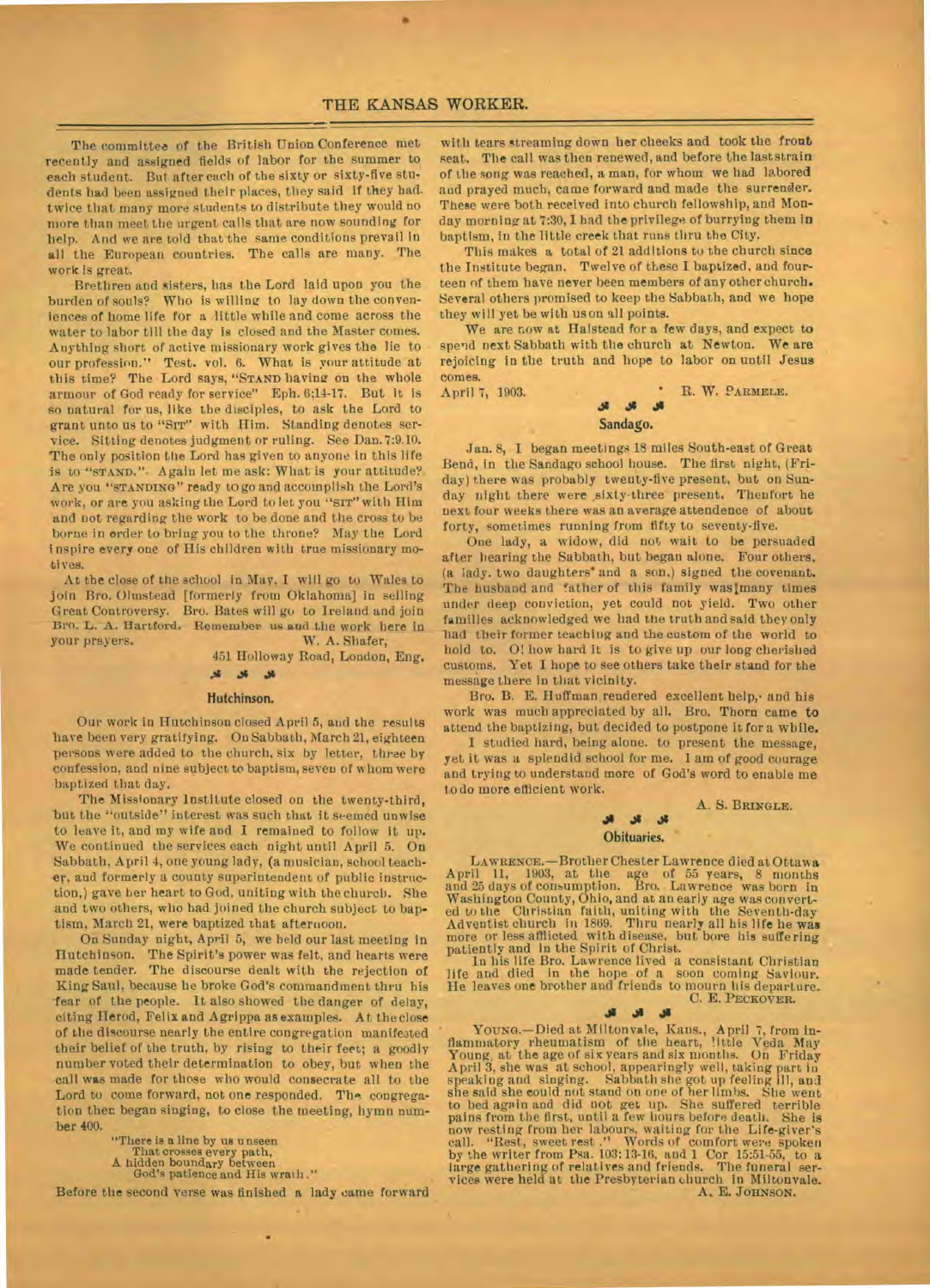The committee of the British Union Conference met recently and assigned fields of labor for the summer to each student. But after each of the sixty or sixty-five students had been assigned their places, they said if they had twice that many more students to distribute they would no more than meet the urgent calls that are now sounding for help. And we are told that the same conditions prevail in all the European countries. The calls are many. The work is great.

Brethren and sisters, has the Lord laid upon you the burden of souls? Who is willing to lay down the conveniences of home life for a little while and come across the water to labor till the day is closed and the Master comes. Anything short of active missionary work gives the lie to our profession." Test. vol. 6. What is your attitude at this time? The Lord says, "STAND having on the whole armour of God ready for service" Eph. 6;14-17. But it is so natural for us, like the disciples, to ask the Lord to grant unto us to "SIT" with Him. Standing denotes service. Sitting denotes judgment or ruling. See Dan. 7:9.10. The only position the Lord has given to anyone in this life is to "STAND." Again let me ask: What is your attitude? Are you "STANDING" ready to go and accomplish the Lord's work, or are you asking the Lord to let you "SIT" with Him and not regarding the work to be done and the cross to be borne in order to bring you to the throne? May the Lord inspire every one of His children with true missionary motives.

At the close of the school in May, I will go to Wales to join Bro. Olmstead [formerly from Oklahoma] in selling Great Controversy. Bro. Bates will go to Ireland and join Bro. L. A. Hartford. Remember us and the work here in your prayers.

W. A. Shafer,
451 Holloway Road, London, Eng.

## Hutchinson.

Our work in Hutchinson closed April 5, and the results have been very gratifying. On Sabbath, March 21, eighteen persons were added to the church, six by letter, three by confession, and nine subject to baptism, seven of whom were baptized that day.

The Missionary Institute closed on the twenty-third, but the "outside" interest was such that it seemed unwise to leave it, and my wife and I remained to follow it up. We continued the services each night until April 5. On Sabbath, April 4, one young lady, (a musician, school teacher, and formerly a county superintendent of public instruction,) gave her heart to God, uniting with the church. She and two others, who had joined the church subject to baptism, March 21, were baptized that afternoon.

On Sunday night, April 5, we held our last meeting in Hutchinson. The Spirit's power was felt, and hearts were made tender. The discourse dealt with the rejection of King Saul, because he broke God's commandment thru his fear of the people. It also showed the danger of delay, citing Herod, Felix and Agrippa as examples. At the close of the discourse nearly the entire congregation manifested their belief of the truth, by rising to their feet; a goodly number voted their determination to obey, but when the call was made for those who would consecrate all to the Lord to come forward, not one responded. The congregation then began singing, to close the meeting, hymn number 400.

"There is a line by us unseen
That crosses every path,
A hidden boundary between
God's patience and His wrath."

Before the second verse was finished a lady came forward with tears streaming down her cheeks and took the front seat. The call was then renewed, and before the last strain of the song was reached, a man, for whom we had labored and prayed much, came forward and made the surrender. These were both received into church fellowship, and Monday morning at 7:30, I had the privilege of burrying them in baptism, in the little creek that runs thru the City.

This makes a total of 21 additions to the church since the Institute began. Twelve of these I baptized, and fourteen of them have never been members of any other church. Several others promised to keep the Sabbath, and we hope they will yet be with us on all points.

We are now at Halstead for a few days, and expect to spend next Sabbath with the church at Newton. We are rejoicing in the truth and hope to labor on until Jesus comes.

April 7, 1903. R. W. Parmele.

## Sandago.

Jan. 8, I began meetings 18 miles South-east of Great Bend, in the Sandago school house. The first night, (Friday) there was probably twenty-five present, but on Sunday night there were sixty-three present. Thenfort he next four weeks there was an average attendence of about forty, sometimes running from fifty to seventy-five.

One lady, a widow, did not wait to be persuaded after hearing the Sabbath, but began alone. Four others, (a lady, two daughters and a son,) signed the covenant. The husband and father of this family was many times under deep conviction, yet could not yield. Two other families acknowledged we had the truth and said they only had their former teaching and the custom of the world to hold to. O! how hard it is to give up our long cherished customs. Yet I hope to see others take their stand for the message there in that vicinity.

Bro. B. E. Huffman rendered excellent help, and his work was much appreciated by all. Bro. Thorn came to attend the baptizing, but decided to postpone it for a while.

I studied hard, being alone, to present the message, yet it was a splendid school for me. I am of good courage and trying to understand more of God's word to enable me to do more efficient work.

A. S. Bringle.

## Obituaries.

Lawrence.—Brother Chester Lawrence died at Ottawa April 11, 1903, at the age of 55 years, 8 months and 25 days of consumption. Bro. Lawrence was born in Washington County, Ohio, and at an early age was converted to the Christian faith, uniting with the Seventh-day Adventist church in 1869. Thru nearly all his life he was more or less afflicted with disease, but bore his suffering patiently and in the Spirit of Christ.

In his life Bro. Lawrence lived a consistant Christian life and died in the hope of a soon coming Saviour. He leaves one brother and friends to mourn his departure.

C. E. Peckover.

Young.—Died at Miltonvale, Kans., April 7, from inflammatory rheumatism of the heart, little Veda May Young, at the age of six years and six months. On Friday April 3, she was at school, appearingly well, taking part in speaking and singing. Sabbath she got up feeling ill, and she said she could not stand on one of her limbs. She went to bed again and did not get up. She suffered terrible pains from the first, until a few hours before death. She is now resting from her labours, waiting for the Life-giver's call. "Rest, sweet rest." Words of comfort were spoken by the writer from Psa. 103:13-16, and 1 Cor 15:51-55, to a large gathering of relatives and friends. The funeral services were held at the Presbyterian church in Miltonvale.

A. E. Johnson.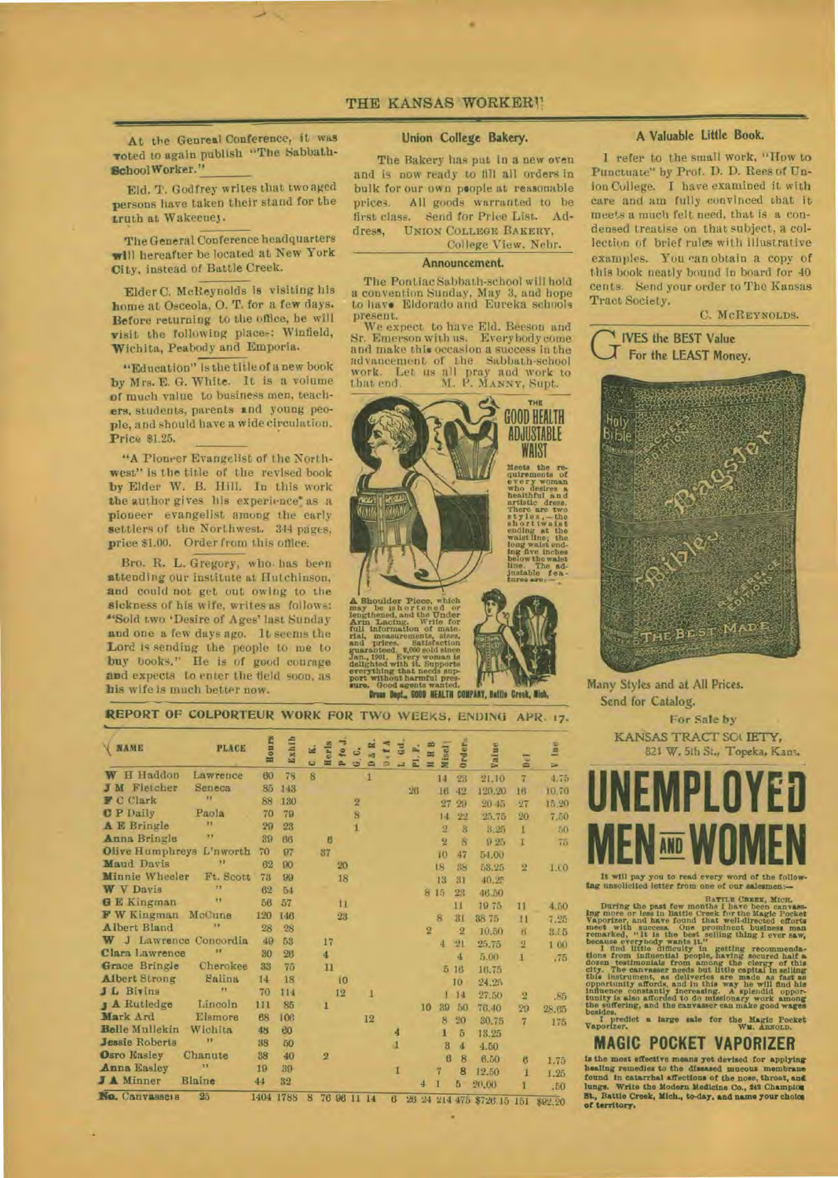At the Genreal Conference, it was voted to again publish "The Sabbath-School Worker."

Eld. T. Godfrey writes that two aged persons have taken their stand for the truth at Wakeeney.

The General Conference headquarters will hereafter be located at New York City, instead of Battle Creek.

Elder C. McReynolds is visiting his home at Osceola, O. T. for a few days. Before returning to the office, he will visit the following places: Winfield, Wichita, Peabody and Emporia.

"Education" is the title of a new book by Mrs. E. G. White. It is a volume of much value to business men, teachers, students, parents and young people, and should have a wide circulation. Price $1.25.

"A Pioneer Evangelist of the Northwest" is the title of the revised book by Elder W. B. Hill. In this work the author gives his experience as a pioneer evangelist among the early settlers of the Northwest. 344 pages, price $1.00. Order from this office.

Bro. R. L. Gregory, who has been attending our institute at Hutchinson, and could not get out owing to the sickness of his wife, writes as follows: "Sold two 'Desire of Ages' last Sunday and one a few days ago. It seems the Lord is sending the people to me to buy books." He is of good courage and expects to enter the field soon, as his wife is much better now.

## Union College Bakery.

The Bakery has put in a new oven and is now ready to fill all orders in bulk for our own people at reasonable prices. All goods warranted to be first class. Send for Price List. Address, UNION COLLEGE BAKERY, College View, Nebr.

## Announcement.

The Pontiac Sabbath-school will hold a convention Sunday, May 3, and hope to have Eldorado and Eureka schools present.

We expect to have Eld. Beeson and Sr. Emerson with us. Everybody come and make this occasion a success in the advancement of the Sabbath-school work. Let us all pray and work to that end. M. P. MANNY, Supt.

THE GOOD HEALTH ADJUSTABLE WAIST

Meets the requirements of every woman who desires a healthful and artistic dress. There are two styles,—the short waist ending at the waist line; the long waist ending five inches below the waist line. The adjustable features are:—

A Shoulder Piece, which may be shortened or lengthened, and the Under Arm Lacing. Write for full information of material, measurements, sizes, and prices. Satisfaction guaranteed. 8,000 sold since Jan., 1901. Every woman is delighted with it. Supports everything that needs support without harmful pressure. Good agents wanted.

Dress Dept., GOOD HEALTH COMPANY, Battle Creek, Mich.

## A Valuable Little Book.

I refer to the small work, "How to Punctuate" by Prof. D. D. Rees of Union College. I have examined it with care and am fully convinced that it meets a much felt need, that is a condensed treatise on that subject, a collection of brief rules with illustrative examples. You can obtain a copy of this book neatly bound in board for 40 cents. Send your order to The Kansas Tract Society.

C. MCREYNOLDS.

GIVES the BEST Value For the LEAST Money.

Holy Bible — Bagster — Bibles — THE BEST MADE

Many Styles and at All Prices.
Send for Catalog.

For Sale by
KANSAS TRACT SOCIETY,
821 W. 5th St., Topeka, Kans.

## REPORT OF COLPORTEUR WORK FOR TWO WEEKS, ENDING APR. 17.

| NAME | PLACE | Hours | Exhib | C K | Herls | P fo J | G C | D & R | O of A | L Gd | Pl P | H H B | Miscl | Orders | Value | Del | V Inc |
|---|---|---|---|---|---|---|---|---|---|---|---|---|---|---|---|---|---|
| W H Haddon | Lawrence | 60 | 78 | 8 | | | | 1 | | | | | 14 | 23 | 21.10 | 7 | 4.75 |
| J M Fletcher | Seneca | 85 | 143 | | | | | | | | 26 | | 16 | 42 | 120.20 | 16 | 10.70 |
| F C Clark | " | 88 | 130 | | | | 2 | | | | | | 27 | 29 | 20 45 | 27 | 15.20 |
| C P Daily | Paola | 70 | 79 | | | | 8 | | | | | | 14 | 22 | 25.75 | 20 | 7.50 |
| A E Bringle | " | 29 | 23 | | | | 1 | | | | | | 2 | 3 | 3.25 | 1 | .50 |
| Anna Bringle | " | 39 | 66 | | 6 | | | | | | | | 2 | 8 | 9 25 | 1 | .75 |
| Olive Humphreys | L'nworth | 70 | 97 | | 37 | | | | | | | | 10 | 47 | 54.00 | | |
| Maud Davis | " | 62 | 90 | | | 20 | | | | | | | 18 | 38 | 53.25 | 2 | 1.00 |
| Minnie Wheeler | Ft. Scott | 73 | 99 | | | 18 | | | | | | | 13 | 31 | 40.25 | | |
| W V Davis | " | 62 | 54 | | | | | | | | | 8 | 15 | 23 | 46.50 | | |
| G E Kingman | " | 56 | 57 | | | 11 | | | | | | | | 11 | 19 75 | 11 | 4.50 |
| F W Kingman | McCune | 120 | 146 | | | 23 | | | | | | | 8 | 31 | 38 75 | 11 | 7.25 |
| Albert Bland | " | 28 | 28 | | | | | | | | | 2 | | 2 | 10.50 | 6 | 3.55 |
| W J Lawrence | Concordia | 49 | 53 | | 17 | | | | | | | | 4 | 21 | 25.75 | 2 | 1 00 |
| Clara Lawrence | " | 30 | 26 | | 4 | | | | | | | | | 4 | 5.00 | 1 | .75 |
| Grace Bringle | Cherokee | 33 | 75 | | 11 | | | | | | | | 5 | 16 | 16.75 | | |
| Albert Strong | Salina | 14 | 18 | | | 10 | | | | | | | | 10 | 24.25 | | |
| J L Bivins | " | 70 | 114 | | | 12 | | 1 | | | | | 1 | 14 | 27.50 | 2 | .85 |
| J A Rutledge | Lincoln | 111 | 85 | | 1 | | | | | | | 10 | 39 | 50 | 76.40 | 29 | 28.05 |
| Mark Ard | Elsmore | 68 | 106 | | | | | 12 | | | | | 8 | 20 | 30.75 | 7 | 175 |
| Belle Mullekin | Wichita | 48 | 60 | | | | | | | 4 | | | 1 | 5 | 13.25 | | |
| Jessie Roberts | " | 38 | 50 | | | | | | | 1 | | | 3 | 4 | 4.50 | | |
| Osro Easley | Chanute | 38 | 40 | | 2 | | | | | | | | 6 | 8 | 6.50 | 6 | 1.75 |
| Anna Easley | " | 19 | 39 | | | | | | | 1 | | | 7 | 8 | 12.50 | 1 | 1.25 |
| J A Minner | Blaine | 44 | 32 | | | | | | | | | 4 | 1 | 5 | 20.00 | 1 | .50 |
| No. Canvassers | 25 | 1404 | 1788 | 8 | 76 | 96 | 11 | 14 | | 6 | 26 | 24 | 214 | 475 | $726.15 | 151 | $92.20 |

# UNEMPLOYED MEN AND WOMEN

It will pay you to read every word of the following unsolicited letter from one of our salesmen:—

BATTLE CREEK, MICH.

During the past few months I have been canvassing more or less in Battle Creek for the Magic Pocket Vaporizer, and have found that well-directed efforts meet with success. One prominent business man remarked, "It is the best selling thing I ever saw, because everybody wants it."

I find little difficulty in getting recommendations from influential people, having secured half a dozen testimonials from among the clergy of this city. The canvasser needs but little capital in selling this instrument, as deliveries are made as fast as opportunity affords, and in this way he will find his influence constantly increasing. A splendid opportunity is also afforded to do missionary work among the suffering, and the canvasser can make good wages besides.

I predict a large sale for the Magic Pocket Vaporizer. WM. ARNOLD.

## MAGIC POCKET VAPORIZER

is the most effective means yet devised for applying healing remedies to the diseased mucous membrane found in catarrhal affections of the nose, throat, and lungs. Write the Modern Medicine Co., 249 Champion St., Battle Creek, Mich., to-day, and name your choice of territory.